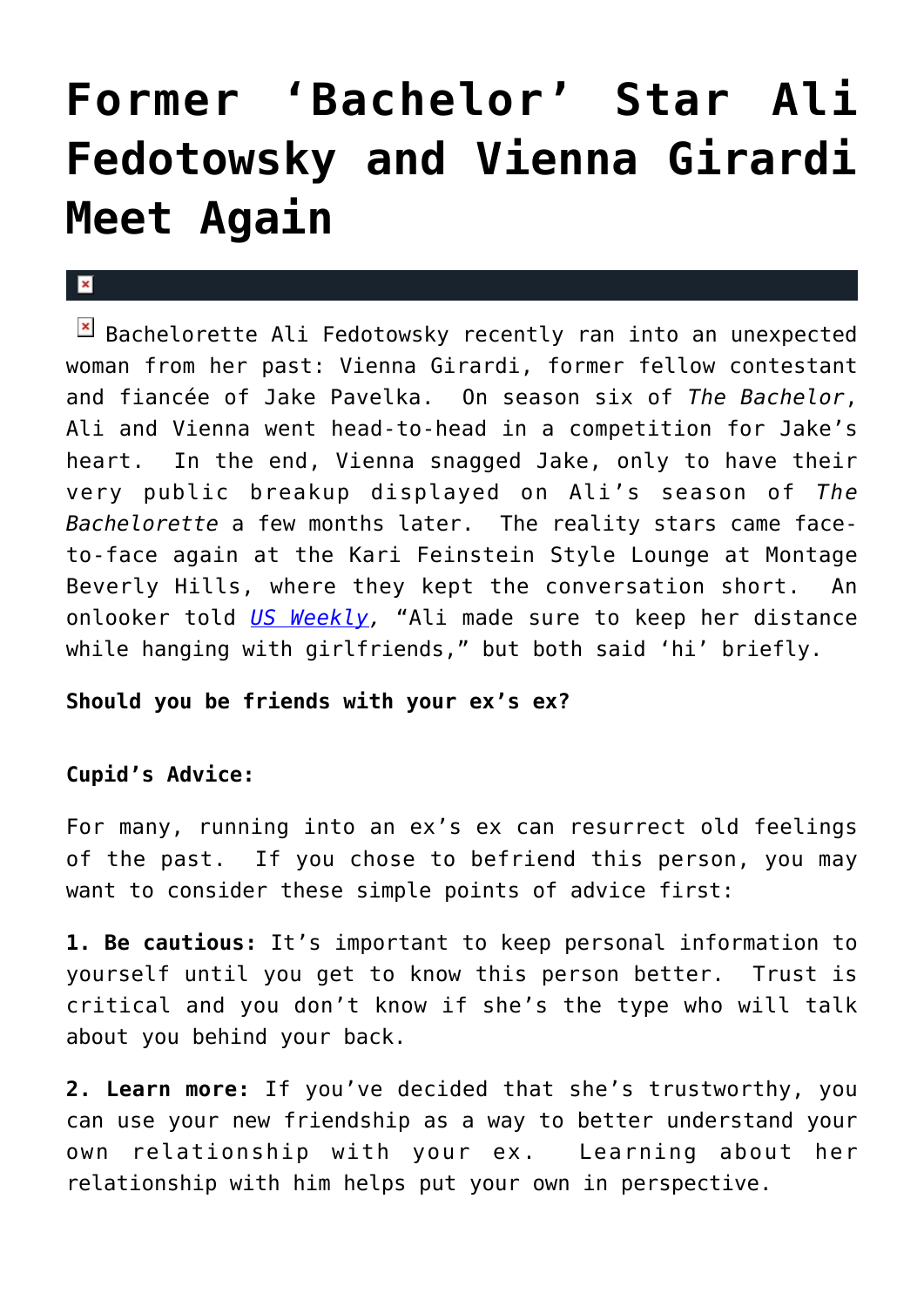# Former 'Bachelor' Star Ali Fedotowsky and Vienna Girardi Meet Again

Bachelorette Ali Fedotowsky recently ran into an unexpected woman from her past: Vienna Girardi, former fellow contestant and fiancée of Jake Pavelka. On season six of *The Bachelor*, Ali and Vienna went head-to-head in a competition for Jake's heart. In the end, Vienna snagged Jake, only to have their very public breakup displayed on Ali's season of *The Bachelorette* a few months later. The reality stars came face-to-face again at the Kari Feinstein Style Lounge at Montage Beverly Hills, where they kept the conversation short. An onlooker told *US Weekly*, "Ali made sure to keep her distance while hanging with girlfriends," but both said 'hi' briefly.

**Should you be friends with your ex's ex?**

**Cupid's Advice:**

For many, running into an ex's ex can resurrect old feelings of the past. If you chose to befriend this person, you may want to consider these simple points of advice first:

**1. Be cautious:** It's important to keep personal information to yourself until you get to know this person better. Trust is critical and you don't know if she's the type who will talk about you behind your back.

**2. Learn more:** If you've decided that she's trustworthy, you can use your new friendship as a way to better understand your own relationship with your ex. Learning about her relationship with him helps put your own in perspective.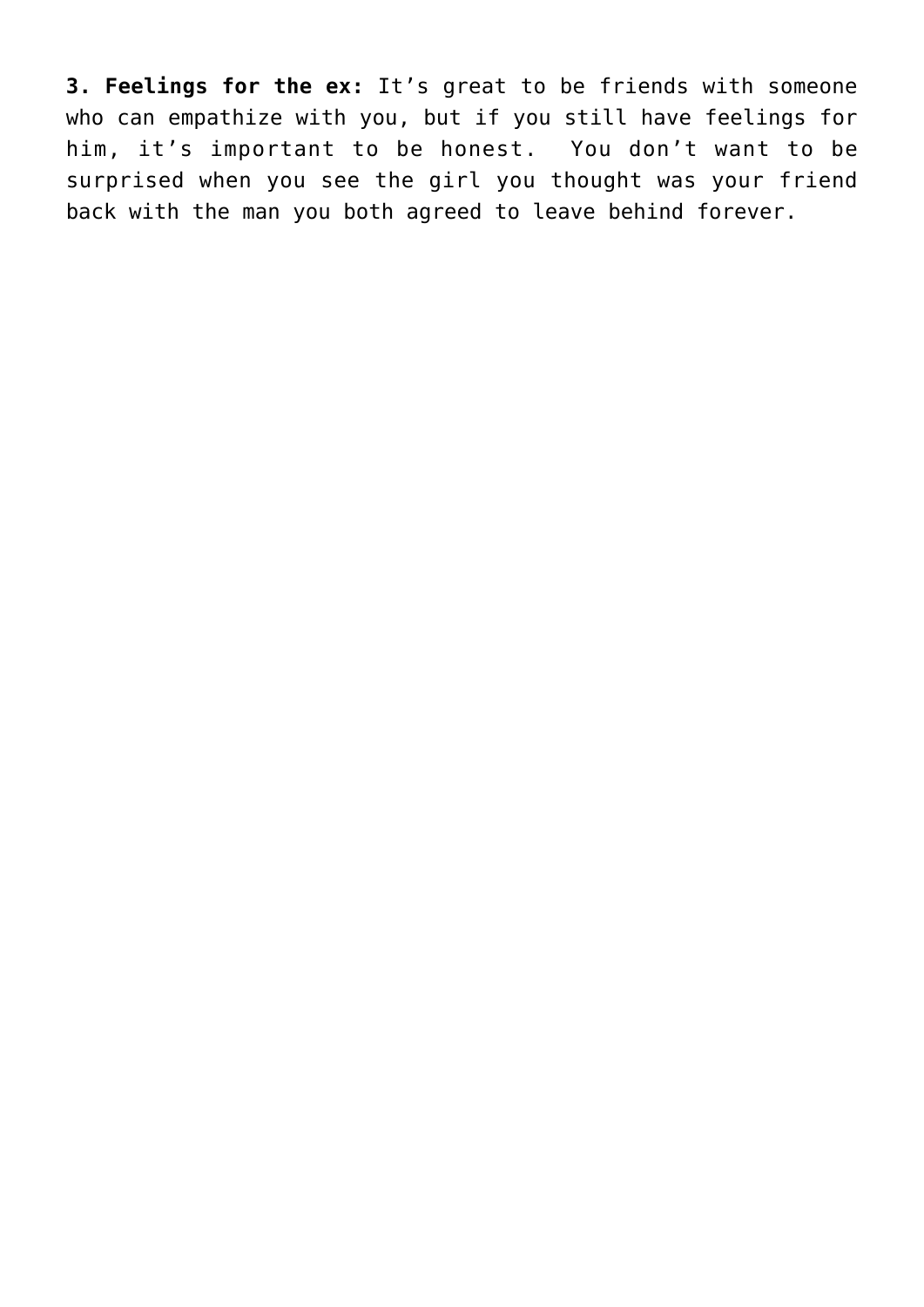**3. Feelings for the ex:** It's great to be friends with someone who can empathize with you, but if you still have feelings for him, it's important to be honest. You don't want to be surprised when you see the girl you thought was your friend back with the man you both agreed to leave behind forever.